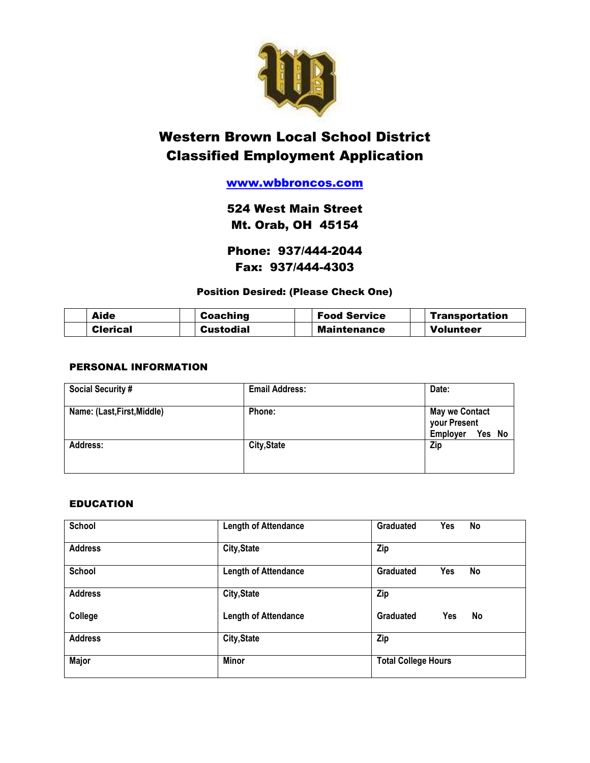# Western Brown Local School District
# Classified Employment Application

www.wbbroncos.com

**524 West Main Street**
**Mt. Orab, OH 45154**

**Phone: 937/444-2044**
**Fax: 937/444-4303**

**Position Desired: (Please Check One)**

| | Aide | | Coaching | | Food Service | | Transportation |
|---|---|---|---|---|---|---|---|
| | Clerical | | Custodial | | Maintenance | | Volunteer |

## PERSONAL INFORMATION

| Social Security # | Email Address: | Date: |
|---|---|---|
| Name: (Last,First,Middle) | Phone: | May we Contact your Present Employer Yes No |
| Address: | City,State | Zip |

## EDUCATION

| School | Length of Attendance | Graduated Yes No |
|---|---|---|
| Address | City,State | Zip |
| School | Length of Attendance | Graduated Yes No |
| Address | City,State | Zip |
| College | Length of Attendance | Graduated Yes No |
| Address | City,State | Zip |
| Major | Minor | Total College Hours |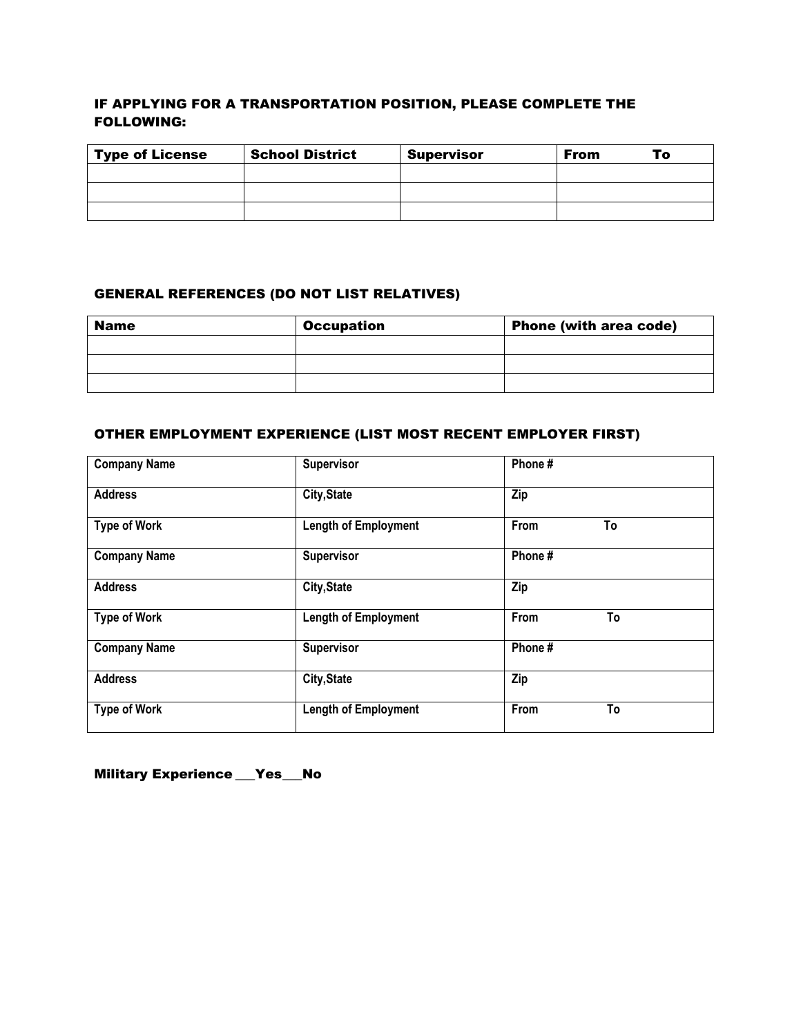### IF APPLYING FOR A TRANSPORTATION POSITION, PLEASE COMPLETE THE FOLLOWING:

| Type of License | School District | Supervisor | From To |
|---|---|---|---|
| | | | |
| | | | |
| | | | |

### GENERAL REFERENCES (DO NOT LIST RELATIVES)

| Name | Occupation | Phone (with area code) |
|---|---|---|
| | | |
| | | |
| | | |

### OTHER EMPLOYMENT EXPERIENCE (LIST MOST RECENT EMPLOYER FIRST)

| | | |
|---|---|---|
| **Company Name** | **Supervisor** | **Phone #** |
| **Address** | **City,State** | **Zip** |
| **Type of Work** | **Length of Employment** | **From To** |
| **Company Name** | **Supervisor** | **Phone #** |
| **Address** | **City,State** | **Zip** |
| **Type of Work** | **Length of Employment** | **From To** |
| **Company Name** | **Supervisor** | **Phone #** |
| **Address** | **City,State** | **Zip** |
| **Type of Work** | **Length of Employment** | **From To** |

**Military Experience ___Yes___No**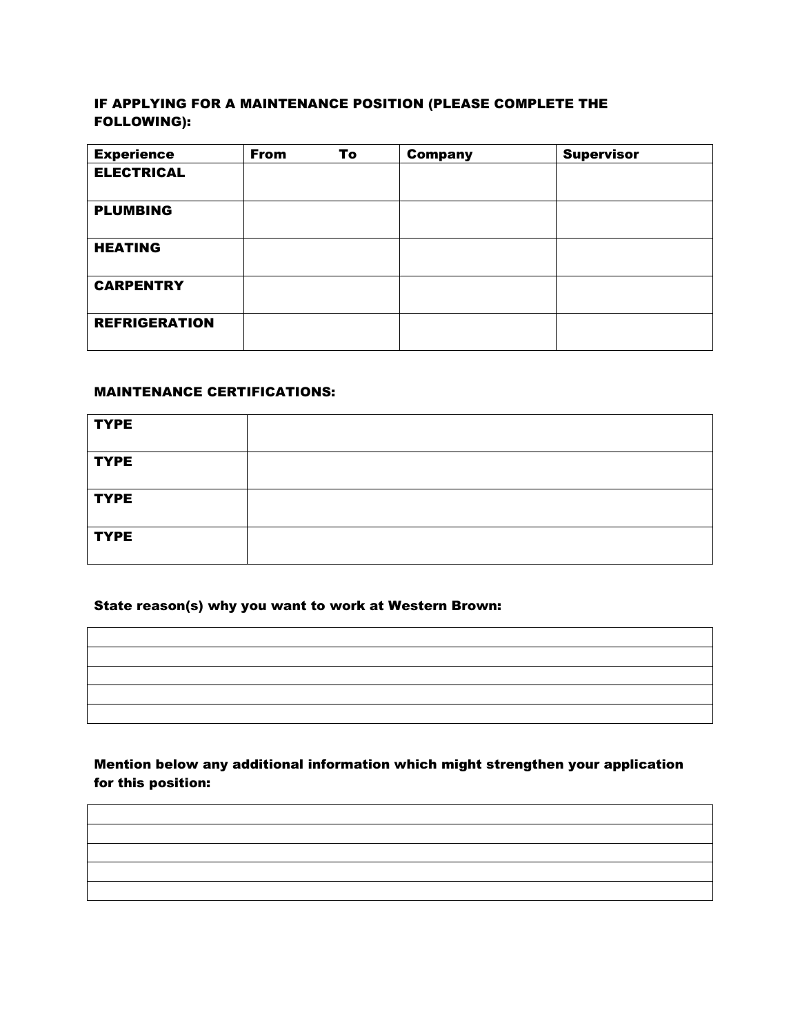**IF APPLYING FOR A MAINTENANCE POSITION (PLEASE COMPLETE THE FOLLOWING):**

| Experience | From To | Company | Supervisor |
|---|---|---|---|
| **ELECTRICAL** | | | |
| **PLUMBING** | | | |
| **HEATING** | | | |
| **CARPENTRY** | | | |
| **REFRIGERATION** | | | |

**MAINTENANCE CERTIFICATIONS:**

| | |
|---|---|
| **TYPE** | |
| **TYPE** | |
| **TYPE** | |
| **TYPE** | |

**State reason(s) why you want to work at Western Brown:**

| |
|---|
| |
| |
| |
| |
| |

**Mention below any additional information which might strengthen your application for this position:**

| |
|---|
| |
| |
| |
| |
| |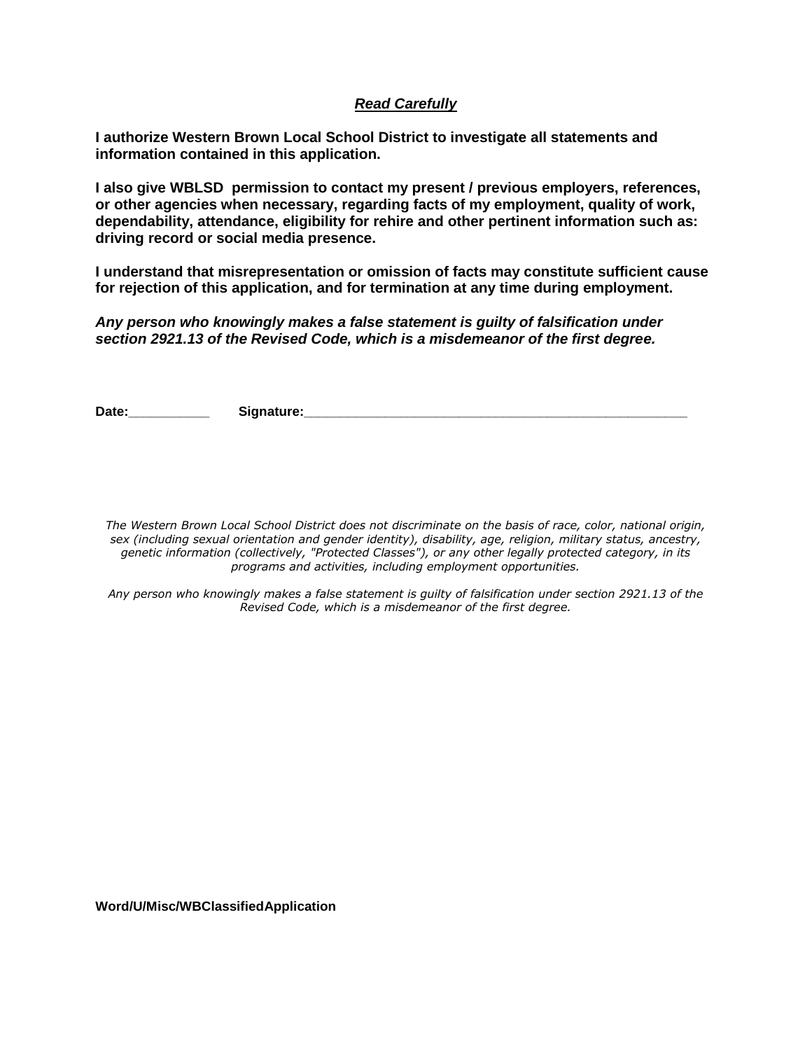***Read Carefully***

**I authorize Western Brown Local School District to investigate all statements and information contained in this application.**

**I also give WBLSD permission to contact my present / previous employers, references, or other agencies when necessary, regarding facts of my employment, quality of work, dependability, attendance, eligibility for rehire and other pertinent information such as: driving record or social media presence.**

**I understand that misrepresentation or omission of facts may constitute sufficient cause for rejection of this application, and for termination at any time during employment.**

***Any person who knowingly makes a false statement is guilty of falsification under section 2921.13 of the Revised Code, which is a misdemeanor of the first degree.***

**Date:**___________ **Signature:**_______________________________________________________

*The Western Brown Local School District does not discriminate on the basis of race, color, national origin, sex (including sexual orientation and gender identity), disability, age, religion, military status, ancestry, genetic information (collectively, "Protected Classes"), or any other legally protected category, in its programs and activities, including employment opportunities.*

*Any person who knowingly makes a false statement is guilty of falsification under section 2921.13 of the Revised Code, which is a misdemeanor of the first degree.*

**Word/U/Misc/WBClassifiedApplication**